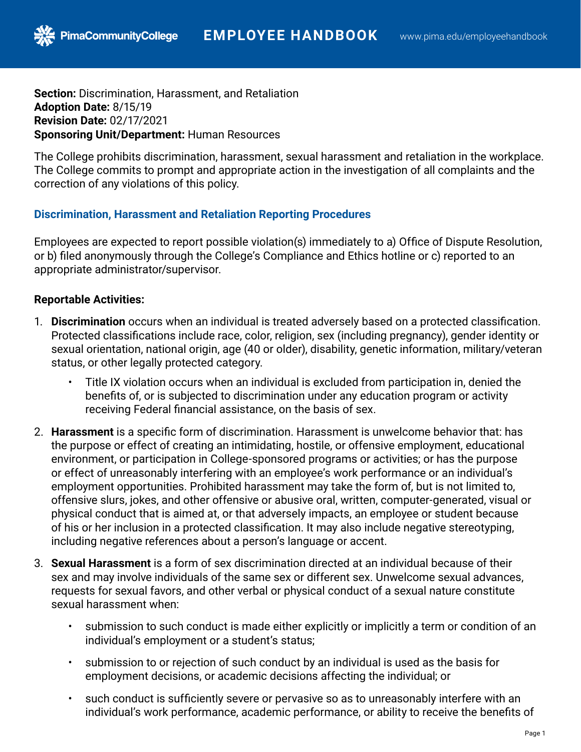**Section:** Discrimination, Harassment, and Retaliation
**Adoption Date:** 8/15/19
**Revision Date:** 02/17/2021
**Sponsoring Unit/Department:** Human Resources

The College prohibits discrimination, harassment, sexual harassment and retaliation in the workplace. The College commits to prompt and appropriate action in the investigation of all complaints and the correction of any violations of this policy.

## Discrimination, Harassment and Retaliation Reporting Procedures

Employees are expected to report possible violation(s) immediately to a) Office of Dispute Resolution, or b) filed anonymously through the College's Compliance and Ethics hotline or c) reported to an appropriate administrator/supervisor.

**Reportable Activities:**

1. **Discrimination** occurs when an individual is treated adversely based on a protected classification. Protected classifications include race, color, religion, sex (including pregnancy), gender identity or sexual orientation, national origin, age (40 or older), disability, genetic information, military/veteran status, or other legally protected category.
   - Title IX violation occurs when an individual is excluded from participation in, denied the benefits of, or is subjected to discrimination under any education program or activity receiving Federal financial assistance, on the basis of sex.
2. **Harassment** is a specific form of discrimination. Harassment is unwelcome behavior that: has the purpose or effect of creating an intimidating, hostile, or offensive employment, educational environment, or participation in College-sponsored programs or activities; or has the purpose or effect of unreasonably interfering with an employee's work performance or an individual's employment opportunities. Prohibited harassment may take the form of, but is not limited to, offensive slurs, jokes, and other offensive or abusive oral, written, computer-generated, visual or physical conduct that is aimed at, or that adversely impacts, an employee or student because of his or her inclusion in a protected classification. It may also include negative stereotyping, including negative references about a person's language or accent.
3. **Sexual Harassment** is a form of sex discrimination directed at an individual because of their sex and may involve individuals of the same sex or different sex. Unwelcome sexual advances, requests for sexual favors, and other verbal or physical conduct of a sexual nature constitute sexual harassment when:
   - submission to such conduct is made either explicitly or implicitly a term or condition of an individual's employment or a student's status;
   - submission to or rejection of such conduct by an individual is used as the basis for employment decisions, or academic decisions affecting the individual; or
   - such conduct is sufficiently severe or pervasive so as to unreasonably interfere with an individual's work performance, academic performance, or ability to receive the benefits of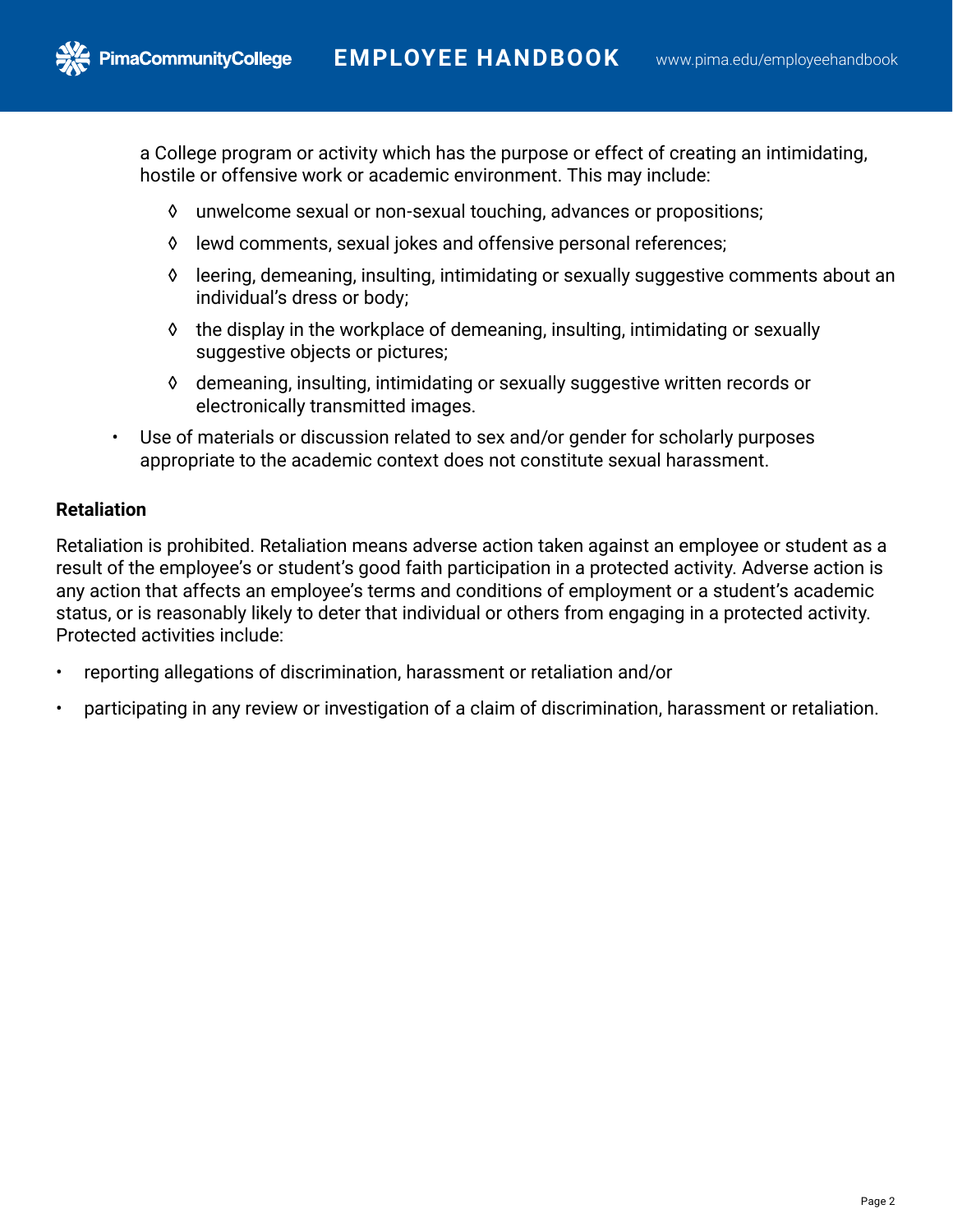a College program or activity which has the purpose or effect of creating an intimidating, hostile or offensive work or academic environment. This may include:

  - ◊ unwelcome sexual or non-sexual touching, advances or propositions;
  - ◊ lewd comments, sexual jokes and offensive personal references;
  - ◊ leering, demeaning, insulting, intimidating or sexually suggestive comments about an individual's dress or body;
  - ◊ the display in the workplace of demeaning, insulting, intimidating or sexually suggestive objects or pictures;
  - ◊ demeaning, insulting, intimidating or sexually suggestive written records or electronically transmitted images.

- Use of materials or discussion related to sex and/or gender for scholarly purposes appropriate to the academic context does not constitute sexual harassment.

**Retaliation**

Retaliation is prohibited. Retaliation means adverse action taken against an employee or student as a result of the employee's or student's good faith participation in a protected activity. Adverse action is any action that affects an employee's terms and conditions of employment or a student's academic status, or is reasonably likely to deter that individual or others from engaging in a protected activity. Protected activities include:

- reporting allegations of discrimination, harassment or retaliation and/or
- participating in any review or investigation of a claim of discrimination, harassment or retaliation.